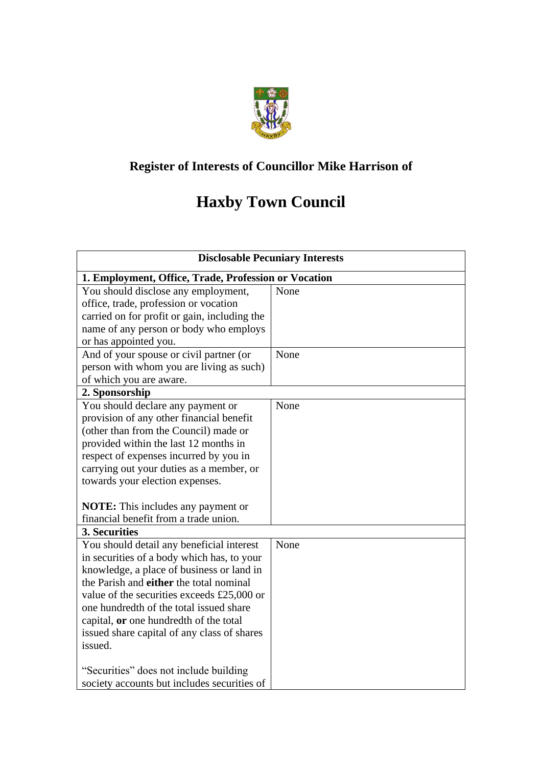## Register of Interests of Councillor Mike Harrison of

# Haxby Town Council

| Disclosable Pecuniary Interests | |
|---|---|
| **1. Employment, Office, Trade, Profession or Vocation** | |
| You should disclose any employment, office, trade, profession or vocation carried on for profit or gain, including the name of any person or body who employs or has appointed you. | None |
| And of your spouse or civil partner (or person with whom you are living as such) of which you are aware. | None |
| **2. Sponsorship** | |
| You should declare any payment or provision of any other financial benefit (other than from the Council) made or provided within the last 12 months in respect of expenses incurred by you in carrying out your duties as a member, or towards your election expenses.<br><br>**NOTE:** This includes any payment or financial benefit from a trade union. | None |
| **3. Securities** | |
| You should detail any beneficial interest in securities of a body which has, to your knowledge, a place of business or land in the Parish and **either** the total nominal value of the securities exceeds £25,000 or one hundredth of the total issued share capital, **or** one hundredth of the total issued share capital of any class of shares issued.<br><br>"Securities" does not include building society accounts but includes securities of | None |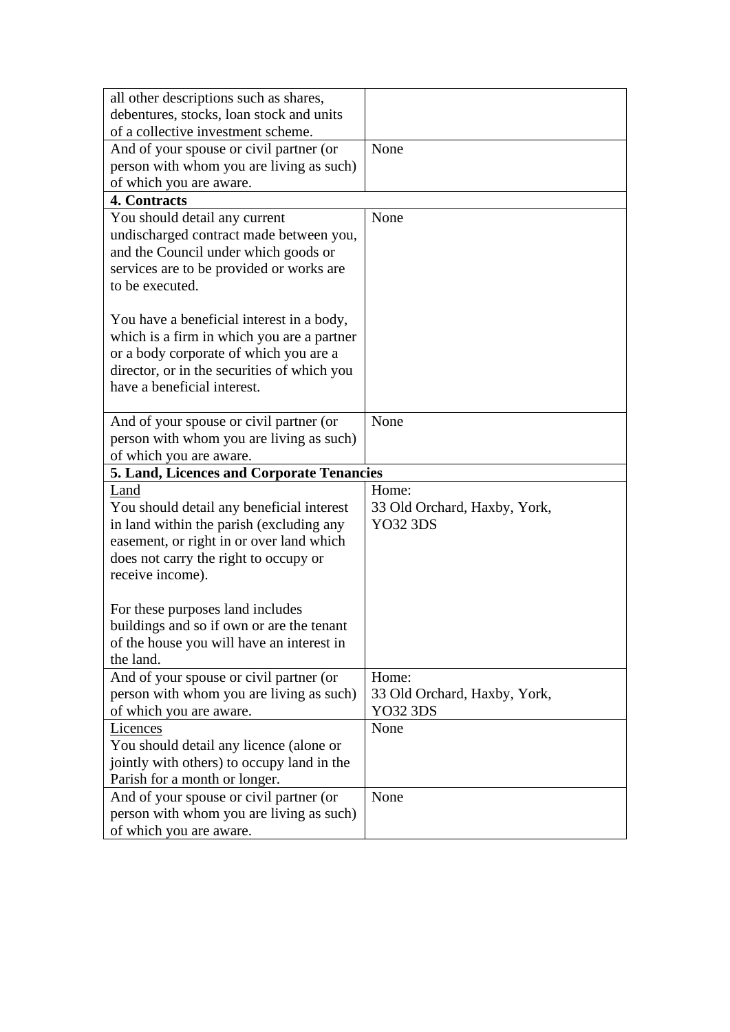| | |
|---|---|
| all other descriptions such as shares, debentures, stocks, loan stock and units of a collective investment scheme. | |
| And of your spouse or civil partner (or person with whom you are living as such) of which you are aware. | None |
| **4. Contracts** | |
| You should detail any current undischarged contract made between you, and the Council under which goods or services are to be provided or works are to be executed.<br><br>You have a beneficial interest in a body, which is a firm in which you are a partner or a body corporate of which you are a director, or in the securities of which you have a beneficial interest. | None |
| And of your spouse or civil partner (or person with whom you are living as such) of which you are aware. | None |
| **5. Land, Licences and Corporate Tenancies** | |
| Land<br>You should detail any beneficial interest in land within the parish (excluding any easement, or right in or over land which does not carry the right to occupy or receive income).<br><br>For these purposes land includes buildings and so if own or are the tenant of the house you will have an interest in the land. | Home:<br>33 Old Orchard, Haxby, York, YO32 3DS |
| And of your spouse or civil partner (or person with whom you are living as such) of which you are aware. | Home:<br>33 Old Orchard, Haxby, York, YO32 3DS |
| Licences<br>You should detail any licence (alone or jointly with others) to occupy land in the Parish for a month or longer. | None |
| And of your spouse or civil partner (or person with whom you are living as such) of which you are aware. | None |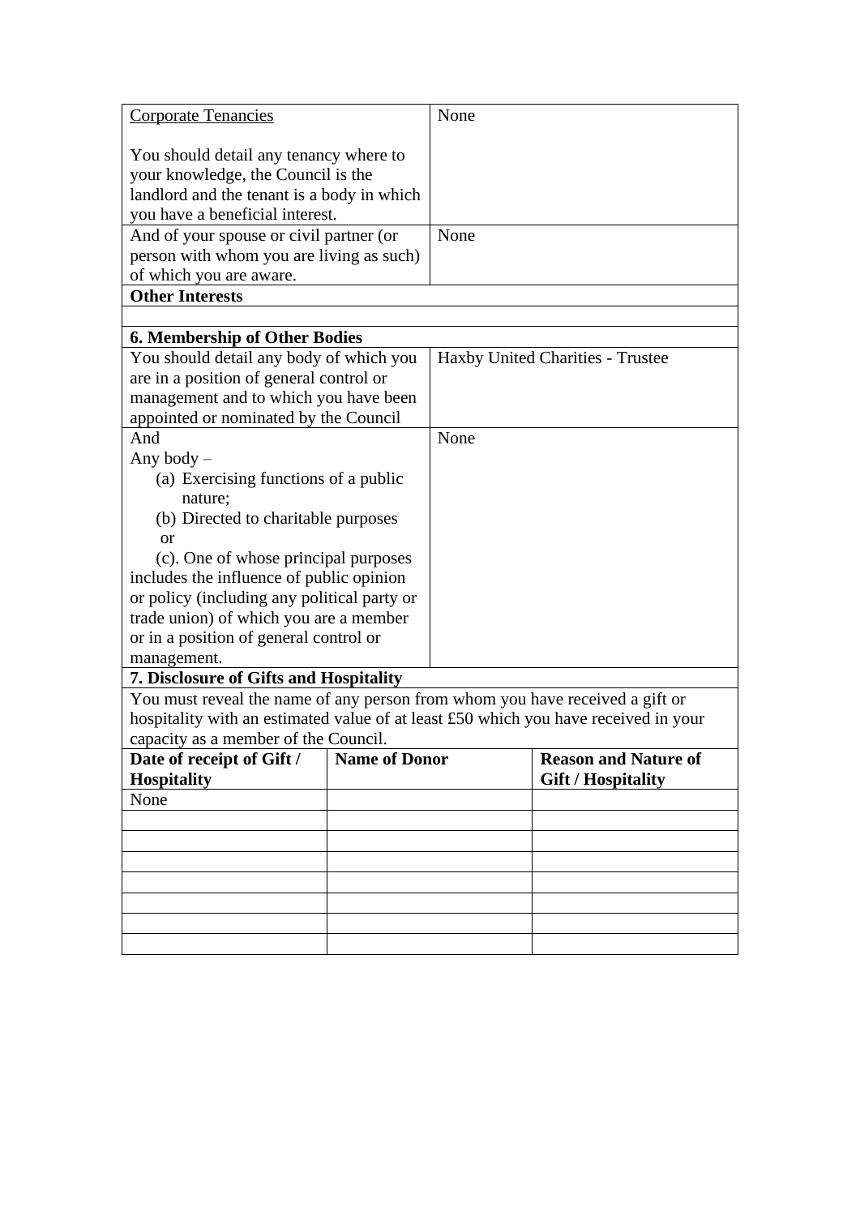| | |
|---|---|
| <u>Corporate Tenancies</u><br><br>You should detail any tenancy where to your knowledge, the Council is the landlord and the tenant is a body in which you have a beneficial interest. | None |
| And of your spouse or civil partner (or person with whom you are living as such) of which you are aware. | None |
| **Other Interests** | |
| | |
| **6. Membership of Other Bodies** | |
| You should detail any body of which you are in a position of general control or management and to which you have been appointed or nominated by the Council | Haxby United Charities - Trustee |
| And<br>Any body –<br>(a) Exercising functions of a public nature;<br>(b) Directed to charitable purposes or<br>(c). One of whose principal purposes includes the influence of public opinion or policy (including any political party or trade union) of which you are a member or in a position of general control or management. | None |

**7. Disclosure of Gifts and Hospitality**

You must reveal the name of any person from whom you have received a gift or hospitality with an estimated value of at least £50 which you have received in your capacity as a member of the Council.

| Date of receipt of Gift / Hospitality | Name of Donor | Reason and Nature of Gift / Hospitality |
|---|---|---|
| None | | |
| | | |
| | | |
| | | |
| | | |
| | | |
| | | |
| | | |